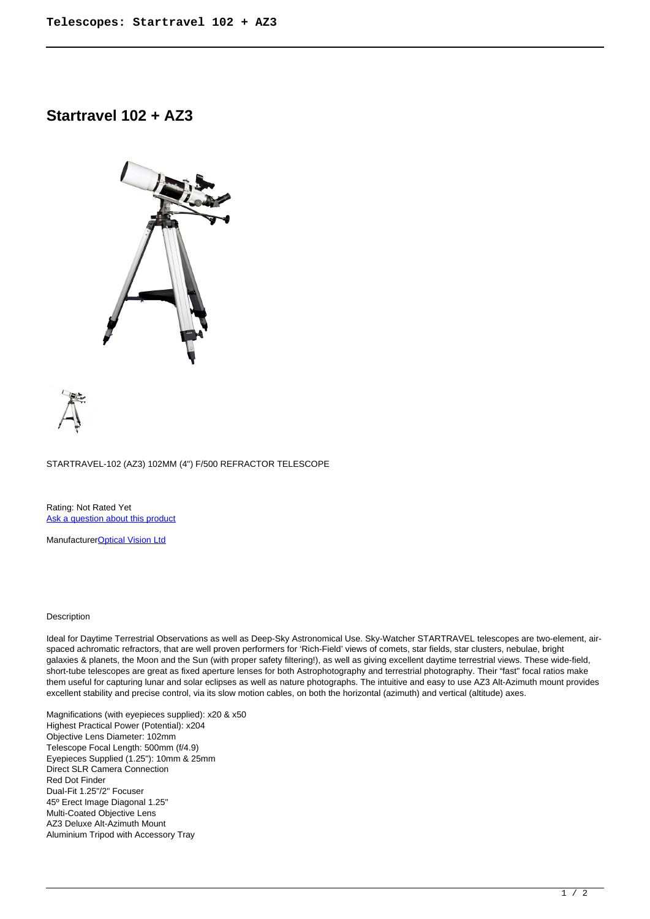# Startravel 102 + AZ3

STARTRAVEL-102 (AZ3) 102MM (4") F/500 REFRACTOR TELESCOPE

Rating: Not Rated Yet
[Ask a question about this product]

Manufacturer[Optical Vision Ltd]

Description

Ideal for Daytime Terrestrial Observations as well as Deep-Sky Astronomical Use. Sky-Watcher STARTRAVEL telescopes are two-element, air-spaced achromatic refractors, that are well proven performers for 'Rich-Field' views of comets, star fields, star clusters, nebulae, bright galaxies & planets, the Moon and the Sun (with proper safety filtering!), as well as giving excellent daytime terrestrial views. These wide-field, short-tube telescopes are great as fixed aperture lenses for both Astrophotography and terrestrial photography. Their "fast" focal ratios make them useful for capturing lunar and solar eclipses as well as nature photographs. The intuitive and easy to use AZ3 Alt-Azimuth mount provides excellent stability and precise control, via its slow motion cables, on both the horizontal (azimuth) and vertical (altitude) axes.

Magnifications (with eyepieces supplied): x20 & x50
Highest Practical Power (Potential): x204
Objective Lens Diameter: 102mm
Telescope Focal Length: 500mm (f/4.9)
Eyepieces Supplied (1.25"): 10mm & 25mm
Direct SLR Camera Connection
Red Dot Finder
Dual-Fit 1.25"/2" Focuser
45º Erect Image Diagonal 1.25"
Multi-Coated Objective Lens
AZ3 Deluxe Alt-Azimuth Mount
Aluminium Tripod with Accessory Tray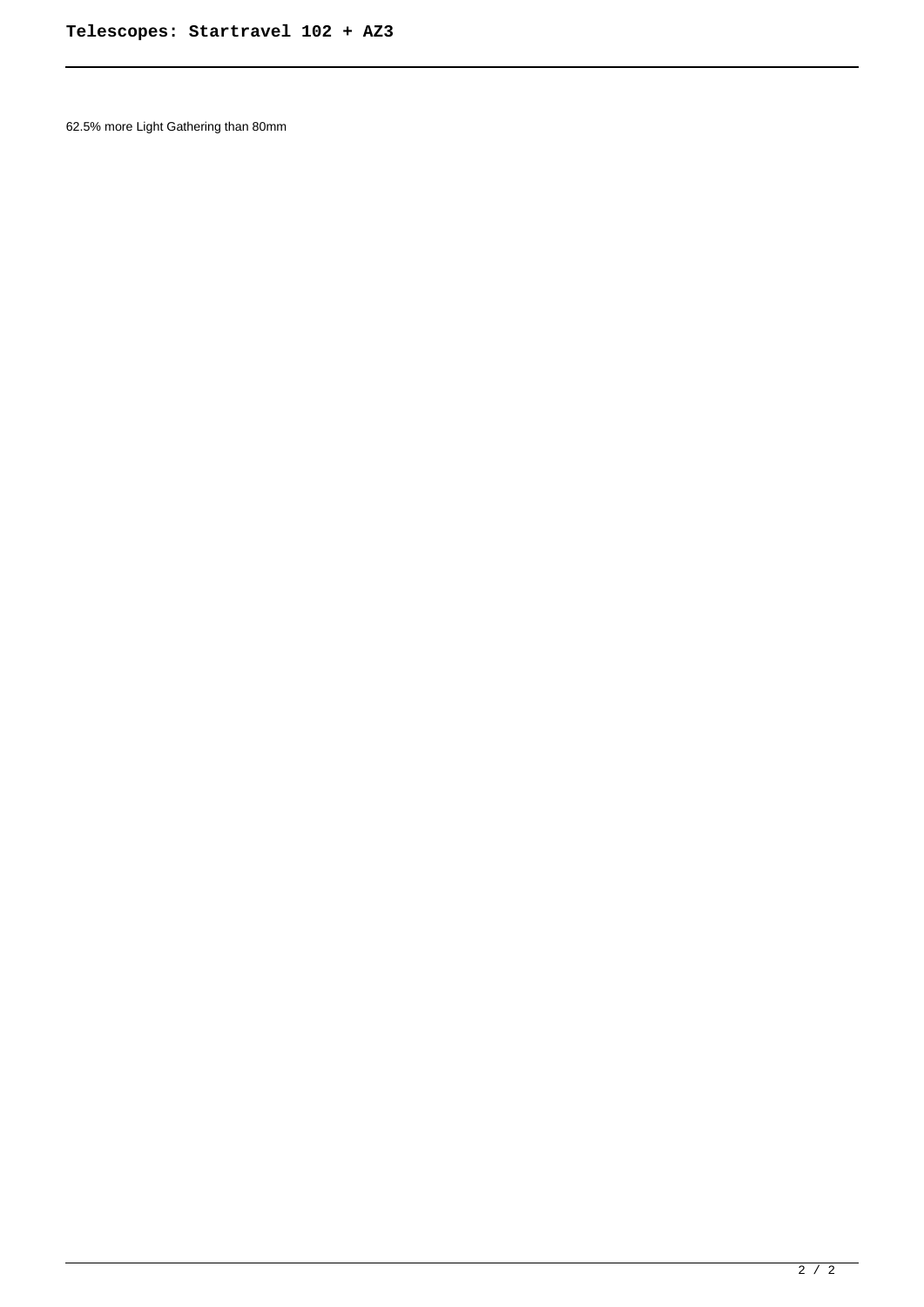62.5% more Light Gathering than 80mm